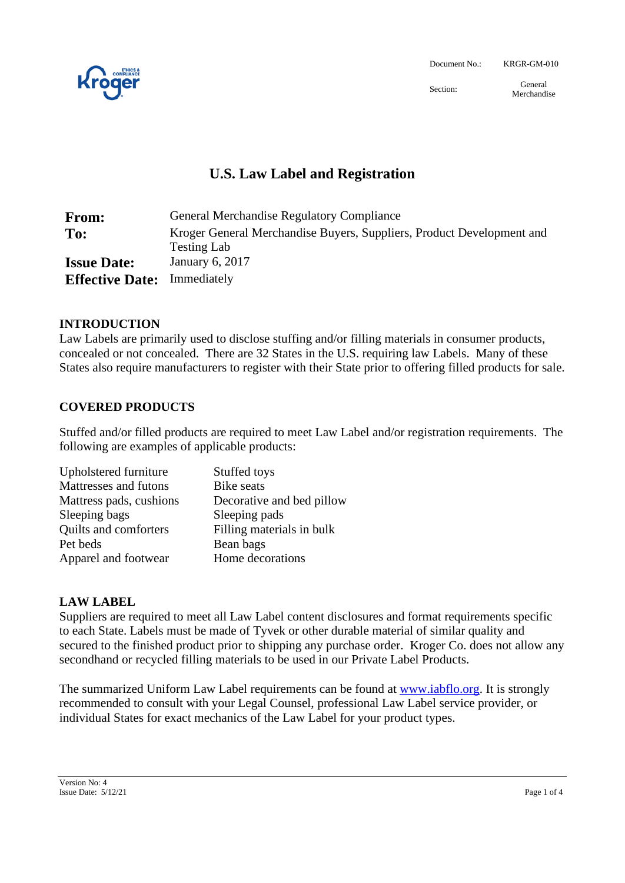| | |
|---|---|
| Document No.: | KRGR-GM-010 |
| Section: | General Merchandise |

# U.S. Law Label and Registration

| | |
|---|---|
| **From:** | General Merchandise Regulatory Compliance |
| **To:** | Kroger General Merchandise Buyers, Suppliers, Product Development and Testing Lab |
| **Issue Date:** | January 6, 2017 |
| **Effective Date:** | Immediately |

## INTRODUCTION

Law Labels are primarily used to disclose stuffing and/or filling materials in consumer products, concealed or not concealed. There are 32 States in the U.S. requiring law Labels. Many of these States also require manufacturers to register with their State prior to offering filled products for sale.

## COVERED PRODUCTS

Stuffed and/or filled products are required to meet Law Label and/or registration requirements. The following are examples of applicable products:

| | |
|---|---|
| Upholstered furniture | Stuffed toys |
| Mattresses and futons | Bike seats |
| Mattress pads, cushions | Decorative and bed pillow |
| Sleeping bags | Sleeping pads |
| Quilts and comforters | Filling materials in bulk |
| Pet beds | Bean bags |
| Apparel and footwear | Home decorations |

## LAW LABEL

Suppliers are required to meet all Law Label content disclosures and format requirements specific to each State. Labels must be made of Tyvek or other durable material of similar quality and secured to the finished product prior to shipping any purchase order. Kroger Co. does not allow any secondhand or recycled filling materials to be used in our Private Label Products.

The summarized Uniform Law Label requirements can be found at www.iabflo.org. It is strongly recommended to consult with your Legal Counsel, professional Law Label service provider, or individual States for exact mechanics of the Law Label for your product types.

Version No: 4
Issue Date: 5/12/21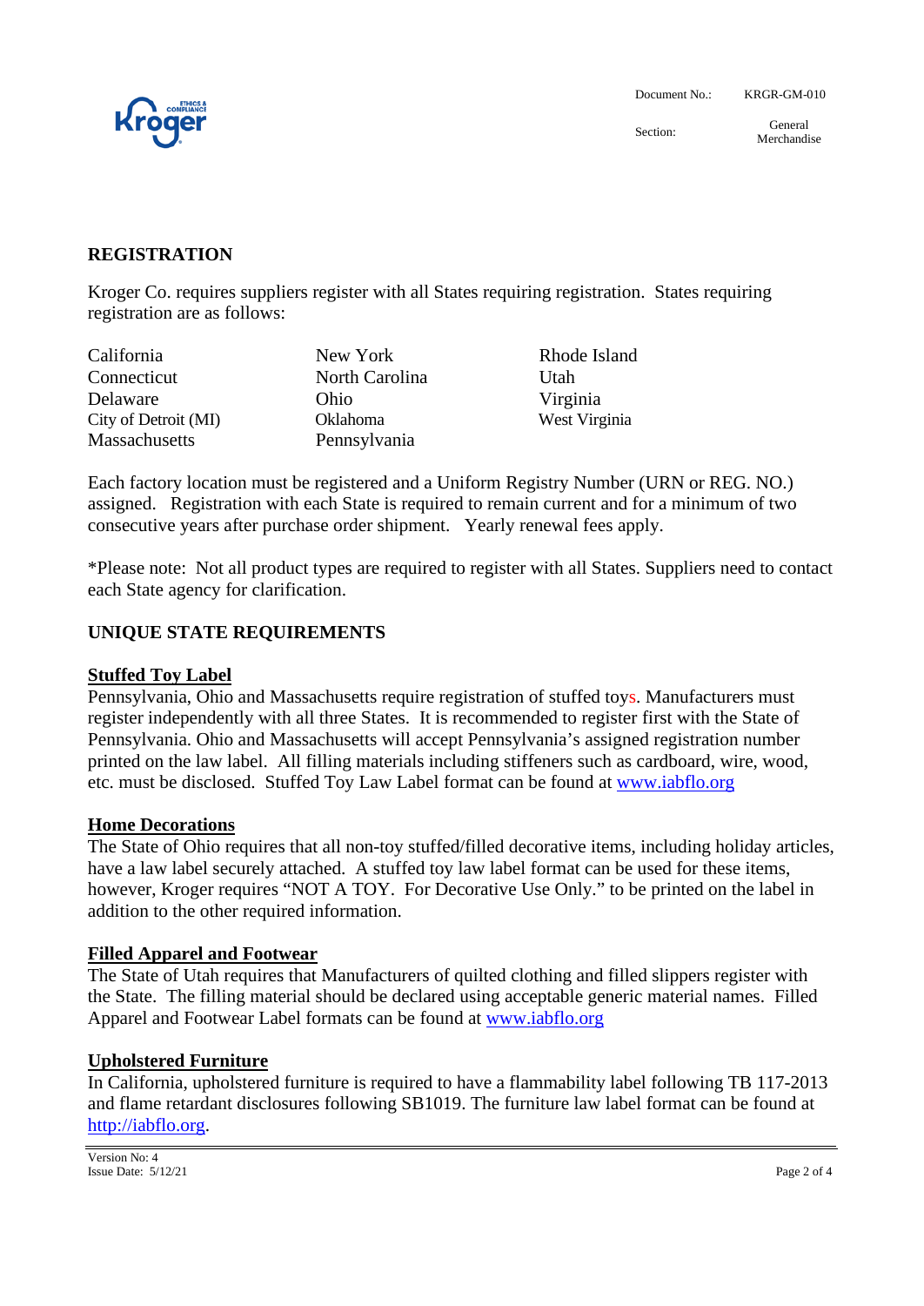## REGISTRATION

Kroger Co. requires suppliers register with all States requiring registration. States requiring registration are as follows:

| | | |
|---|---|---|
| California | New York | Rhode Island |
| Connecticut | North Carolina | Utah |
| Delaware | Ohio | Virginia |
| City of Detroit (MI) | Oklahoma | West Virginia |
| Massachusetts | Pennsylvania | |

Each factory location must be registered and a Uniform Registry Number (URN or REG. NO.) assigned. Registration with each State is required to remain current and for a minimum of two consecutive years after purchase order shipment. Yearly renewal fees apply.

*Please note: Not all product types are required to register with all States. Suppliers need to contact each State agency for clarification.

## UNIQUE STATE REQUIREMENTS

### Stuffed Toy Label

Pennsylvania, Ohio and Massachusetts require registration of stuffed toys. Manufacturers must register independently with all three States. It is recommended to register first with the State of Pennsylvania. Ohio and Massachusetts will accept Pennsylvania's assigned registration number printed on the law label. All filling materials including stiffeners such as cardboard, wire, wood, etc. must be disclosed. Stuffed Toy Law Label format can be found at www.iabflo.org

### Home Decorations

The State of Ohio requires that all non-toy stuffed/filled decorative items, including holiday articles, have a law label securely attached. A stuffed toy law label format can be used for these items, however, Kroger requires "NOT A TOY. For Decorative Use Only." to be printed on the label in addition to the other required information.

### Filled Apparel and Footwear

The State of Utah requires that Manufacturers of quilted clothing and filled slippers register with the State. The filling material should be declared using acceptable generic material names. Filled Apparel and Footwear Label formats can be found at www.iabflo.org

### Upholstered Furniture

In California, upholstered furniture is required to have a flammability label following TB 117-2013 and flame retardant disclosures following SB1019. The furniture law label format can be found at http://iabflo.org.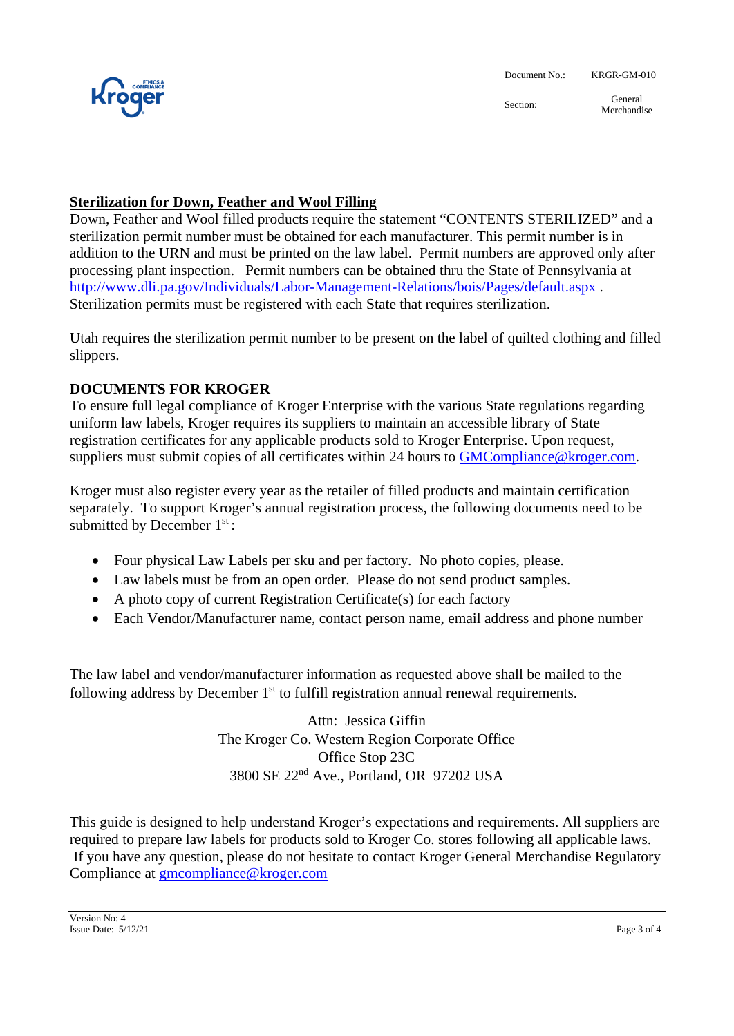## Sterilization for Down, Feather and Wool Filling

Down, Feather and Wool filled products require the statement "CONTENTS STERILIZED" and a sterilization permit number must be obtained for each manufacturer. This permit number is in addition to the URN and must be printed on the law label. Permit numbers are approved only after processing plant inspection. Permit numbers can be obtained thru the State of Pennsylvania at http://www.dli.pa.gov/Individuals/Labor-Management-Relations/bois/Pages/default.aspx . Sterilization permits must be registered with each State that requires sterilization.

Utah requires the sterilization permit number to be present on the label of quilted clothing and filled slippers.

## DOCUMENTS FOR KROGER

To ensure full legal compliance of Kroger Enterprise with the various State regulations regarding uniform law labels, Kroger requires its suppliers to maintain an accessible library of State registration certificates for any applicable products sold to Kroger Enterprise. Upon request, suppliers must submit copies of all certificates within 24 hours to GMCompliance@kroger.com.

Kroger must also register every year as the retailer of filled products and maintain certification separately. To support Kroger's annual registration process, the following documents need to be submitted by December 1st :

- Four physical Law Labels per sku and per factory. No photo copies, please.
- Law labels must be from an open order. Please do not send product samples.
- A photo copy of current Registration Certificate(s) for each factory
- Each Vendor/Manufacturer name, contact person name, email address and phone number

The law label and vendor/manufacturer information as requested above shall be mailed to the following address by December 1st to fulfill registration annual renewal requirements.

Attn: Jessica Giffin
The Kroger Co. Western Region Corporate Office
Office Stop 23C
3800 SE 22nd Ave., Portland, OR 97202 USA

This guide is designed to help understand Kroger's expectations and requirements. All suppliers are required to prepare law labels for products sold to Kroger Co. stores following all applicable laws. If you have any question, please do not hesitate to contact Kroger General Merchandise Regulatory Compliance at gmcompliance@kroger.com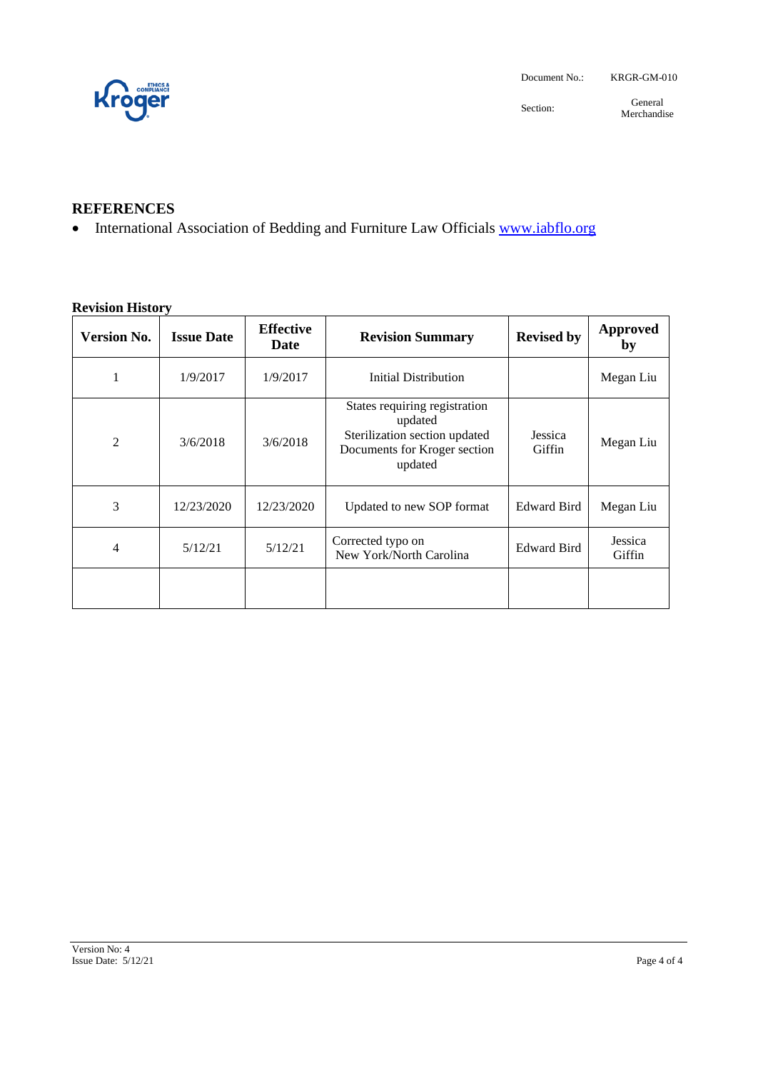## REFERENCES

- International Association of Bedding and Furniture Law Officials [www.iabflo.org](http://www.iabflo.org)

**Revision History**

| Version No. | Issue Date | Effective Date | Revision Summary | Revised by | Approved by |
|---|---|---|---|---|---|
| 1 | 1/9/2017 | 1/9/2017 | Initial Distribution | | Megan Liu |
| 2 | 3/6/2018 | 3/6/2018 | States requiring registration updated<br>Sterilization section updated<br>Documents for Kroger section updated | Jessica Giffin | Megan Liu |
| 3 | 12/23/2020 | 12/23/2020 | Updated to new SOP format | Edward Bird | Megan Liu |
| 4 | 5/12/21 | 5/12/21 | Corrected typo on New York/North Carolina | Edward Bird | Jessica Giffin |
| | | | | | |